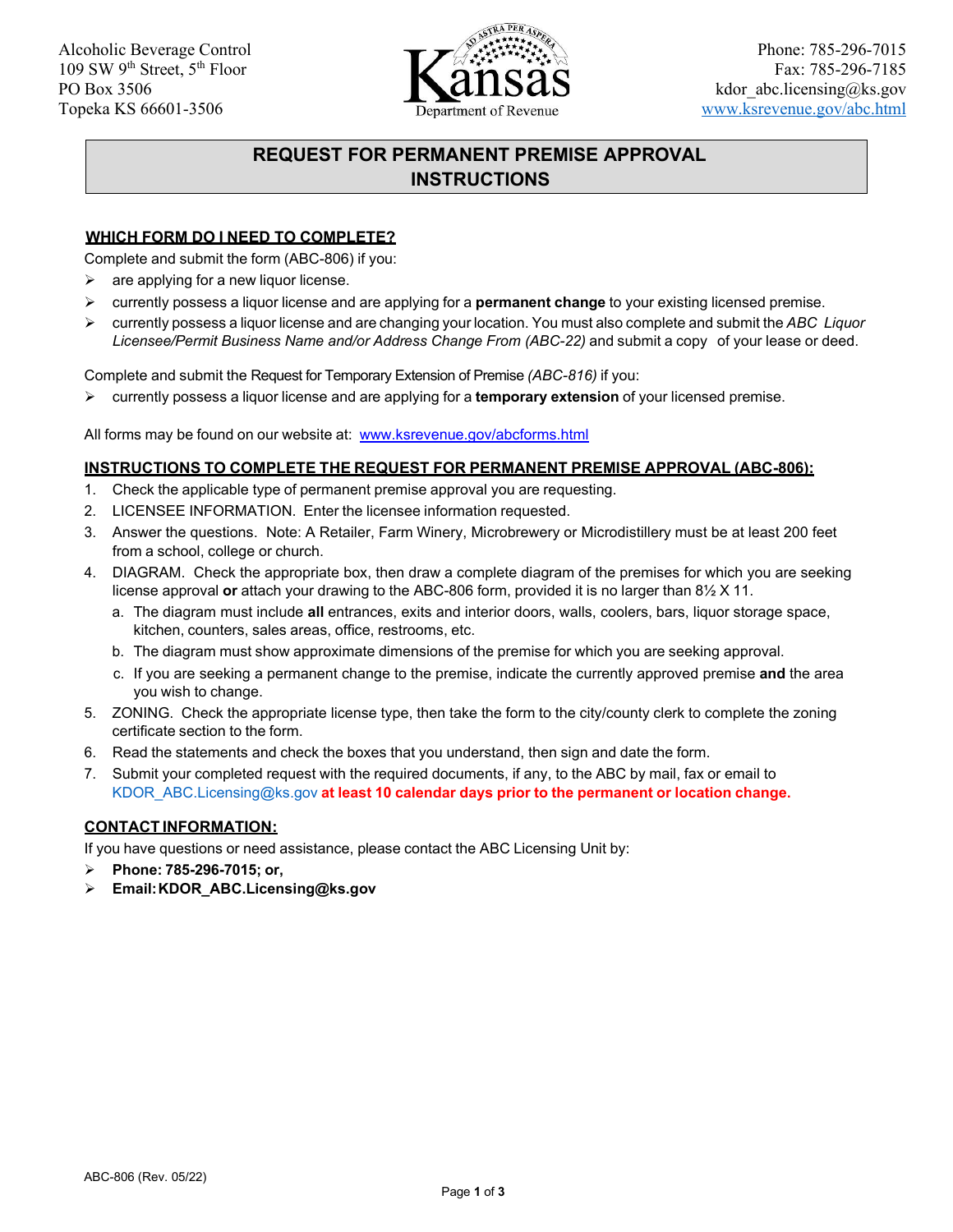Alcoholic Beverage Control
109 SW 9th Street, 5th Floor
PO Box 3506
Topeka KS 66601-3506

Kansas Department of Revenue

Phone: 785-296-7015
Fax: 785-296-7185
kdor_abc.licensing@ks.gov
www.ksrevenue.gov/abc.html

# REQUEST FOR PERMANENT PREMISE APPROVAL INSTRUCTIONS

## WHICH FORM DO I NEED TO COMPLETE?

Complete and submit the form (ABC-806) if you:

- are applying for a new liquor license.
- currently possess a liquor license and are applying for a **permanent change** to your existing licensed premise.
- currently possess a liquor license and are changing your location. You must also complete and submit the *ABC Liquor Licensee/Permit Business Name and/or Address Change From (ABC-22)* and submit a copy of your lease or deed.

Complete and submit the Request for Temporary Extension of Premise *(ABC-816)* if you:

- currently possess a liquor license and are applying for a **temporary extension** of your licensed premise.

All forms may be found on our website at: www.ksrevenue.gov/abcforms.html

## INSTRUCTIONS TO COMPLETE THE REQUEST FOR PERMANENT PREMISE APPROVAL (ABC-806):

1. Check the applicable type of permanent premise approval you are requesting.
2. LICENSEE INFORMATION. Enter the licensee information requested.
3. Answer the questions. Note: A Retailer, Farm Winery, Microbrewery or Microdistillery must be at least 200 feet from a school, college or church.
4. DIAGRAM. Check the appropriate box, then draw a complete diagram of the premises for which you are seeking license approval **or** attach your drawing to the ABC-806 form, provided it is no larger than 8½ X 11.
   a. The diagram must include **all** entrances, exits and interior doors, walls, coolers, bars, liquor storage space, kitchen, counters, sales areas, office, restrooms, etc.
   b. The diagram must show approximate dimensions of the premise for which you are seeking approval.
   c. If you are seeking a permanent change to the premise, indicate the currently approved premise **and** the area you wish to change.
5. ZONING. Check the appropriate license type, then take the form to the city/county clerk to complete the zoning certificate section to the form.
6. Read the statements and check the boxes that you understand, then sign and date the form.
7. Submit your completed request with the required documents, if any, to the ABC by mail, fax or email to KDOR_ABC.Licensing@ks.gov **at least 10 calendar days prior to the permanent or location change.**

## CONTACT INFORMATION:

If you have questions or need assistance, please contact the ABC Licensing Unit by:

- **Phone: 785-296-7015; or,**
- **Email: KDOR_ABC.Licensing@ks.gov**

ABC-806 (Rev. 05/22)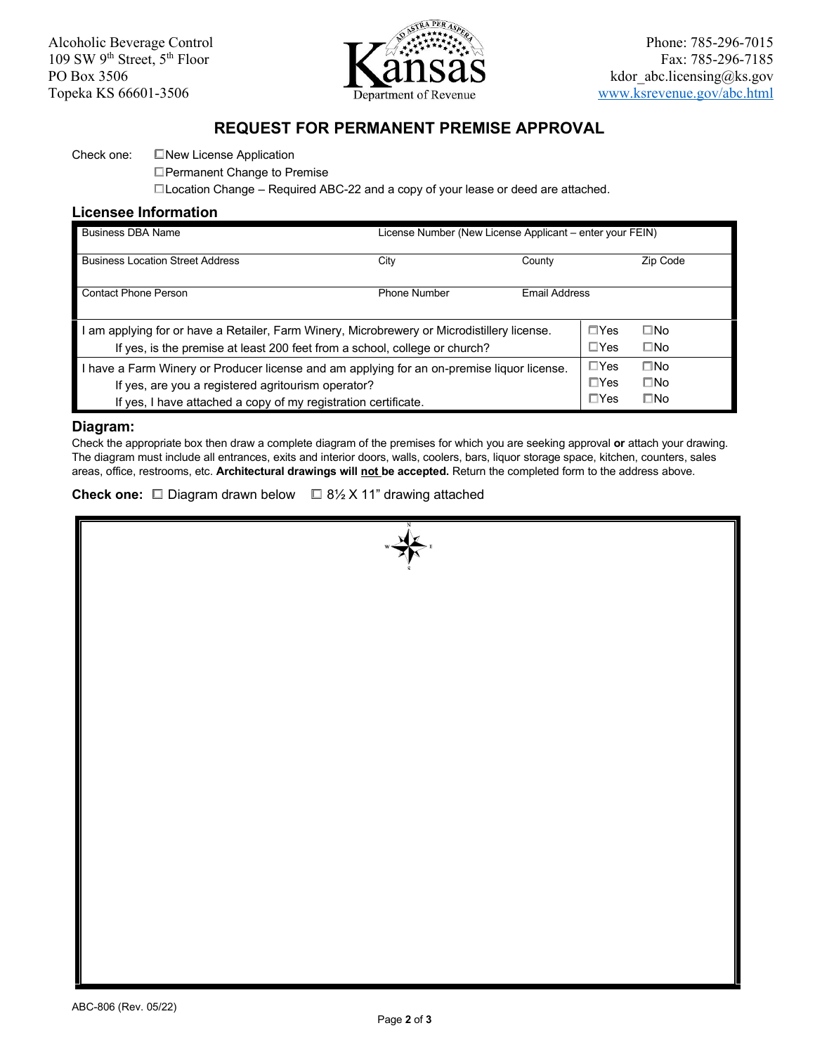Alcoholic Beverage Control
109 SW 9th Street, 5th Floor
PO Box 3506
Topeka KS 66601-3506

Kansas Department of Revenue

Phone: 785-296-7015
Fax: 785-296-7185
kdor_abc.licensing@ks.gov
www.ksrevenue.gov/abc.html

# REQUEST FOR PERMANENT PREMISE APPROVAL

Check one:
- ☐ New License Application
- ☐ Permanent Change to Premise
- ☐ Location Change – Required ABC-22 and a copy of your lease or deed are attached.

## Licensee Information

| Business DBA Name | License Number (New License Applicant – enter your FEIN) | | |
|---|---|---|---|
| Business Location Street Address | City | County | Zip Code |
| Contact Phone Person | Phone Number | Email Address | |

| | | |
|---|---|---|
| I am applying for or have a Retailer, Farm Winery, Microbrewery or Microdistillery license. | ☐Yes | ☐No |
| If yes, is the premise at least 200 feet from a school, college or church? | ☐Yes | ☐No |
| I have a Farm Winery or Producer license and am applying for an on-premise liquor license. | ☐Yes | ☐No |
| If yes, are you a registered agritourism operator? | ☐Yes | ☐No |
| If yes, I have attached a copy of my registration certificate. | ☐Yes | ☐No |

## Diagram:

Check the appropriate box then draw a complete diagram of the premises for which you are seeking approval **or** attach your drawing. The diagram must include all entrances, exits and interior doors, walls, coolers, bars, liquor storage space, kitchen, counters, sales areas, office, restrooms, etc. **Architectural drawings will <u>not</u> be accepted.** Return the completed form to the address above.

**Check one:** ☐ Diagram drawn below ☐ 8½ X 11" drawing attached

N
W E
S

ABC-806 (Rev. 05/22)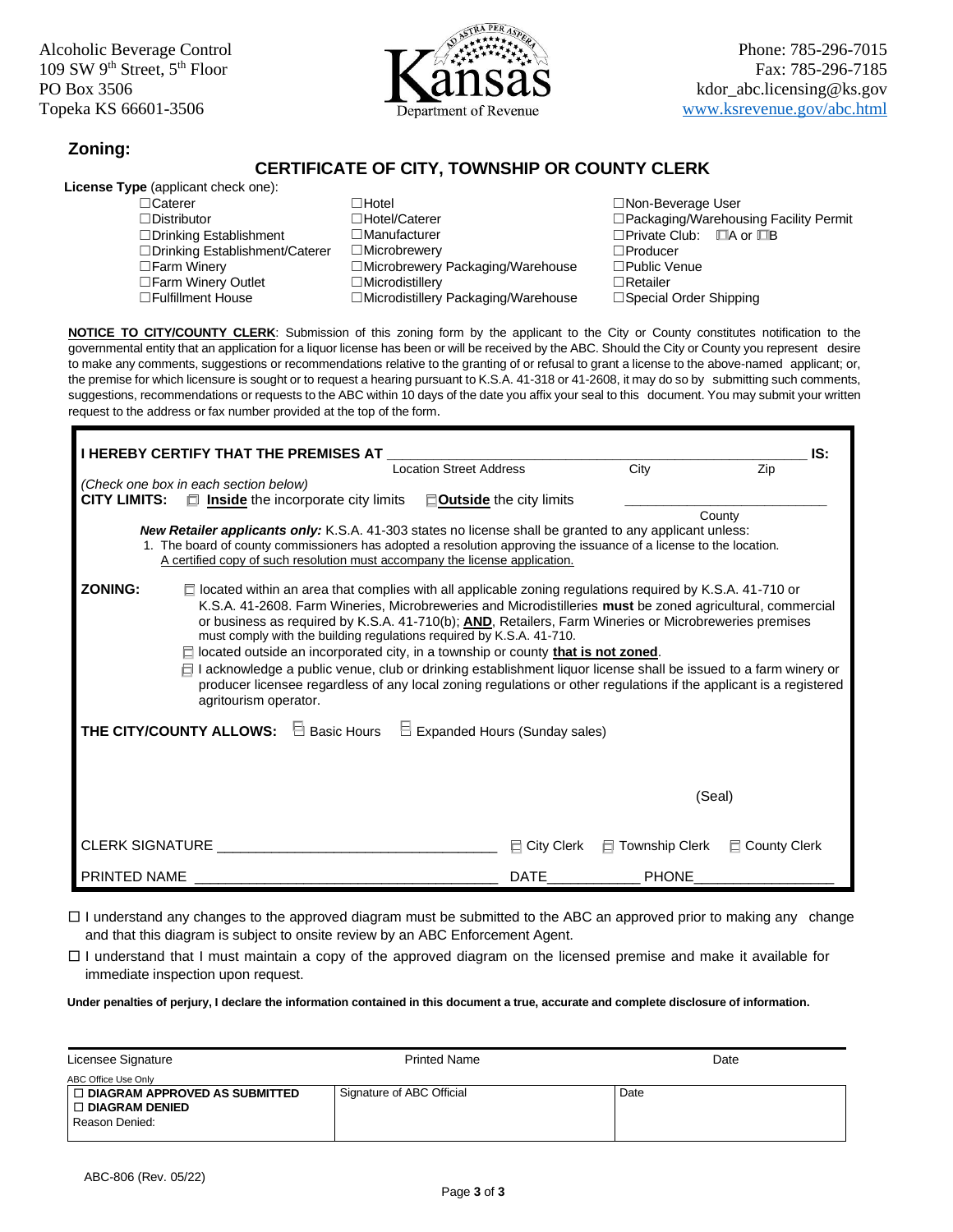Alcoholic Beverage Control
109 SW 9th Street, 5th Floor
PO Box 3506
Topeka KS 66601-3506

Kansas Department of Revenue

Phone: 785-296-7015
Fax: 785-296-7185
kdor_abc.licensing@ks.gov
www.ksrevenue.gov/abc.html

## Zoning:

## CERTIFICATE OF CITY, TOWNSHIP OR COUNTY CLERK

**License Type** (applicant check one):

| | | |
|---|---|---|
| ☐Caterer | ☐Hotel | ☐Non-Beverage User |
| ☐Distributor | ☐Hotel/Caterer | ☐Packaging/Warehousing Facility Permit |
| ☐Drinking Establishment | ☐Manufacturer | ☐Private Club: ☐A or ☐B |
| ☐Drinking Establishment/Caterer | ☐Microbrewery | ☐Producer |
| ☐Farm Winery | ☐Microbrewery Packaging/Warehouse | ☐Public Venue |
| ☐Farm Winery Outlet | ☐Microdistillery | ☐Retailer |
| ☐Fulfillment House | ☐Microdistillery Packaging/Warehouse | ☐Special Order Shipping |

**NOTICE TO CITY/COUNTY CLERK**: Submission of this zoning form by the applicant to the City or County constitutes notification to the governmental entity that an application for a liquor license has been or will be received by the ABC. Should the City or County you represent desire to make any comments, suggestions or recommendations relative to the granting of or refusal to grant a license to the above-named applicant; or, the premise for which licensure is sought or to request a hearing pursuant to K.S.A. 41-318 or 41-2608, it may do so by submitting such comments, suggestions, recommendations or requests to the ABC within 10 days of the date you affix your seal to this document. You may submit your written request to the address or fax number provided at the top of the form.

**I HEREBY CERTIFY THAT THE PREMISES AT** ______________________________________________ **IS:**
Location Street Address — City — Zip

*(Check one box in each section below)*

**CITY LIMITS:** ☐ **Inside** the incorporate city limits ☐**Outside** the city limits ________________________
County

***New Retailer applicants only:*** K.S.A. 41-303 states no license shall be granted to any applicant unless:

1. The board of county commissioners has adopted a resolution approving the issuance of a license to the location. A certified copy of such resolution must accompany the license application.

**ZONING:**

☐ located within an area that complies with all applicable zoning regulations required by K.S.A. 41-710 or K.S.A. 41-2608. Farm Wineries, Microbreweries and Microdistilleries **must** be zoned agricultural, commercial or business as required by K.S.A. 41-710(b); **AND**, Retailers, Farm Wineries or Microbreweries premises must comply with the building regulations required by K.S.A. 41-710.

☐ located outside an incorporated city, in a township or county **that is not zoned**.

☐ I acknowledge a public venue, club or drinking establishment liquor license shall be issued to a farm winery or producer licensee regardless of any local zoning regulations or other regulations if the applicant is a registered agritourism operator.

**THE CITY/COUNTY ALLOWS:** ☐ Basic Hours ☐ Expanded Hours (Sunday sales)

(Seal)

CLERK SIGNATURE ________________________________ ☐ City Clerk ☐ Township Clerk ☐ County Clerk

PRINTED NAME ________________________________ DATE___________ PHONE________________

☐ I understand any changes to the approved diagram must be submitted to the ABC an approved prior to making any change and that this diagram is subject to onsite review by an ABC Enforcement Agent.

☐ I understand that I must maintain a copy of the approved diagram on the licensed premise and make it available for immediate inspection upon request.

**Under penalties of perjury, I declare the information contained in this document a true, accurate and complete disclosure of information.**

| Licensee Signature | Printed Name | Date |
|---|---|---|

ABC Office Use Only

| | | |
|---|---|---|
| ☐ **DIAGRAM APPROVED AS SUBMITTED**<br>☐ **DIAGRAM DENIED**<br>Reason Denied: | Signature of ABC Official | Date |

ABC-806 (Rev. 05/22)